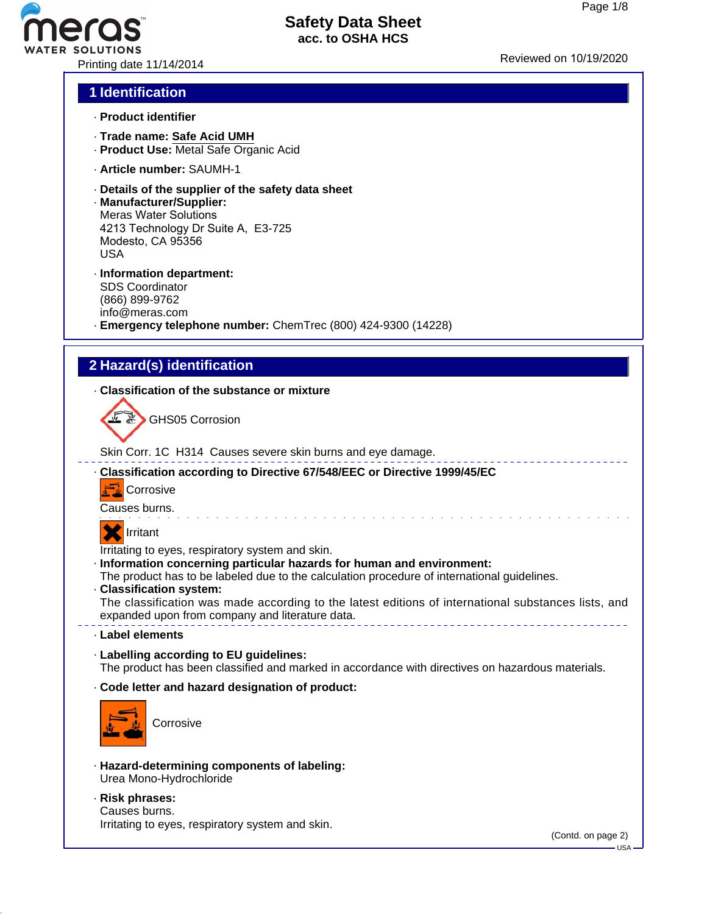# Safety Data Sheet
**acc. to OSHA HCS**

Printing date 11/14/2014

Reviewed on 10/19/2020

## 1 Identification

· **Product identifier**

· **Trade name:** **Safe Acid UMH**
· **Product Use:** Metal Safe Organic Acid

· **Article number:** SAUMH-1

· **Details of the supplier of the safety data sheet**
· **Manufacturer/Supplier:**
Meras Water Solutions
4213 Technology Dr Suite A, E3-725
Modesto, CA 95356
USA

· **Information department:**
SDS Coordinator
(866) 899-9762
info@meras.com
· **Emergency telephone number:** ChemTrec (800) 424-9300 (14228)

## 2 Hazard(s) identification

· **Classification of the substance or mixture**

GHS05 Corrosion

Skin Corr. 1C H314 Causes severe skin burns and eye damage.

· **Classification according to Directive 67/548/EEC or Directive 1999/45/EC**

Corrosive

Causes burns.

Irritant

Irritating to eyes, respiratory system and skin.
· **Information concerning particular hazards for human and environment:**
The product has to be labeled due to the calculation procedure of international guidelines.
· **Classification system:**
The classification was made according to the latest editions of international substances lists, and expanded upon from company and literature data.

· **Label elements**

· **Labelling according to EU guidelines:**
The product has been classified and marked in accordance with directives on hazardous materials.

· **Code letter and hazard designation of product:**

Corrosive

· **Hazard-determining components of labeling:**
Urea Mono-Hydrochloride

· **Risk phrases:**
Causes burns.
Irritating to eyes, respiratory system and skin.

(Contd. on page 2)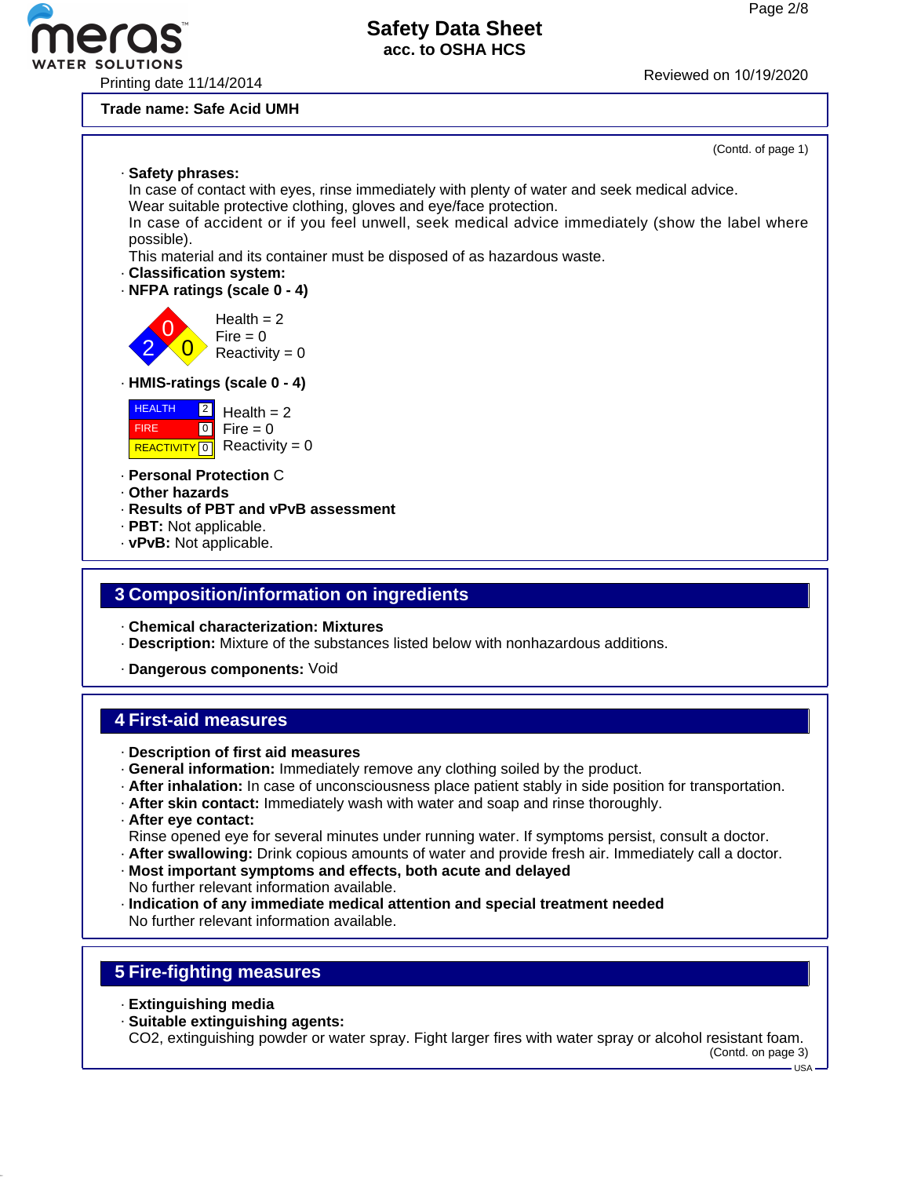Safety Data Sheet
acc. to OSHA HCS

Printing date 11/14/2014

Reviewed on 10/19/2020

**Trade name: Safe Acid UMH**

(Contd. of page 1)

- **Safety phrases:**
  In case of contact with eyes, rinse immediately with plenty of water and seek medical advice.
  Wear suitable protective clothing, gloves and eye/face protection.
  In case of accident or if you feel unwell, seek medical advice immediately (show the label where possible).
  This material and its container must be disposed of as hazardous waste.
- **Classification system:**
- **NFPA ratings (scale 0 - 4)**

  Health = 2
  Fire = 0
  Reactivity = 0

- **HMIS-ratings (scale 0 - 4)**

| | | |
|---|---|---|
| HEALTH | 2 | Health = 2 |
| FIRE | 0 | Fire = 0 |
| REACTIVITY | 0 | Reactivity = 0 |

- **Personal Protection** C
- **Other hazards**
- **Results of PBT and vPvB assessment**
- **PBT:** Not applicable.
- **vPvB:** Not applicable.

## 3 Composition/information on ingredients

- **Chemical characterization: Mixtures**
- **Description:** Mixture of the substances listed below with nonhazardous additions.
- **Dangerous components:** Void

## 4 First-aid measures

- **Description of first aid measures**
- **General information:** Immediately remove any clothing soiled by the product.
- **After inhalation:** In case of unconsciousness place patient stably in side position for transportation.
- **After skin contact:** Immediately wash with water and soap and rinse thoroughly.
- **After eye contact:**
  Rinse opened eye for several minutes under running water. If symptoms persist, consult a doctor.
- **After swallowing:** Drink copious amounts of water and provide fresh air. Immediately call a doctor.
- **Most important symptoms and effects, both acute and delayed**
  No further relevant information available.
- **Indication of any immediate medical attention and special treatment needed**
  No further relevant information available.

## 5 Fire-fighting measures

- **Extinguishing media**
- **Suitable extinguishing agents:**
  $CO_2$, extinguishing powder or water spray. Fight larger fires with water spray or alcohol resistant foam.

(Contd. on page 3)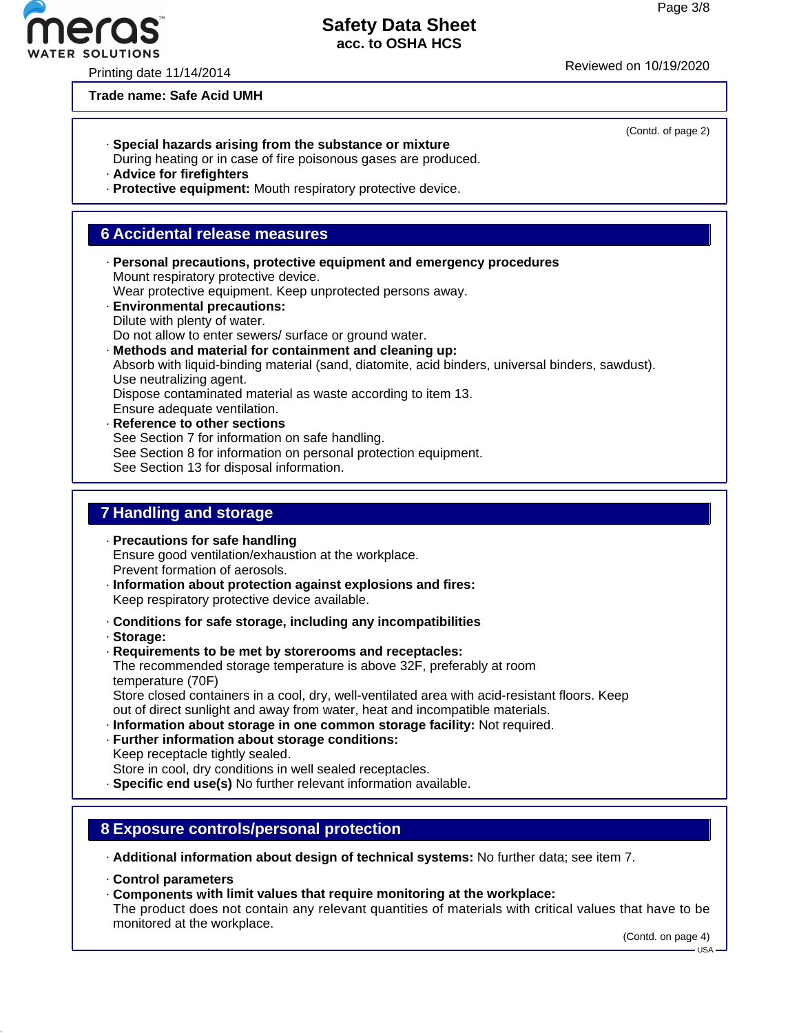Trade name: Safe Acid UMH

(Contd. of page 2)

· **Special hazards arising from the substance or mixture**
During heating or in case of fire poisonous gases are produced.
· **Advice for firefighters**
· **Protective equipment:** Mouth respiratory protective device.

## 6 Accidental release measures

· **Personal precautions, protective equipment and emergency procedures**
Mount respiratory protective device.
Wear protective equipment. Keep unprotected persons away.
· **Environmental precautions:**
Dilute with plenty of water.
Do not allow to enter sewers/ surface or ground water.
· **Methods and material for containment and cleaning up:**
Absorb with liquid-binding material (sand, diatomite, acid binders, universal binders, sawdust).
Use neutralizing agent.
Dispose contaminated material as waste according to item 13.
Ensure adequate ventilation.
· **Reference to other sections**
See Section 7 for information on safe handling.
See Section 8 for information on personal protection equipment.
See Section 13 for disposal information.

## 7 Handling and storage

· **Precautions for safe handling**
Ensure good ventilation/exhaustion at the workplace.
Prevent formation of aerosols.
· **Information about protection against explosions and fires:**
Keep respiratory protective device available.

· **Conditions for safe storage, including any incompatibilities**
· **Storage:**
· **Requirements to be met by storerooms and receptacles:**
The recommended storage temperature is above 32F, preferably at room temperature (70F)
Store closed containers in a cool, dry, well-ventilated area with acid-resistant floors. Keep out of direct sunlight and away from water, heat and incompatible materials.
· **Information about storage in one common storage facility:** Not required.
· **Further information about storage conditions:**
Keep receptacle tightly sealed.
Store in cool, dry conditions in well sealed receptacles.
· **Specific end use(s)** No further relevant information available.

## 8 Exposure controls/personal protection

· **Additional information about design of technical systems:** No further data; see item 7.

· **Control parameters**
· **Components with limit values that require monitoring at the workplace:**
The product does not contain any relevant quantities of materials with critical values that have to be monitored at the workplace.

(Contd. on page 4)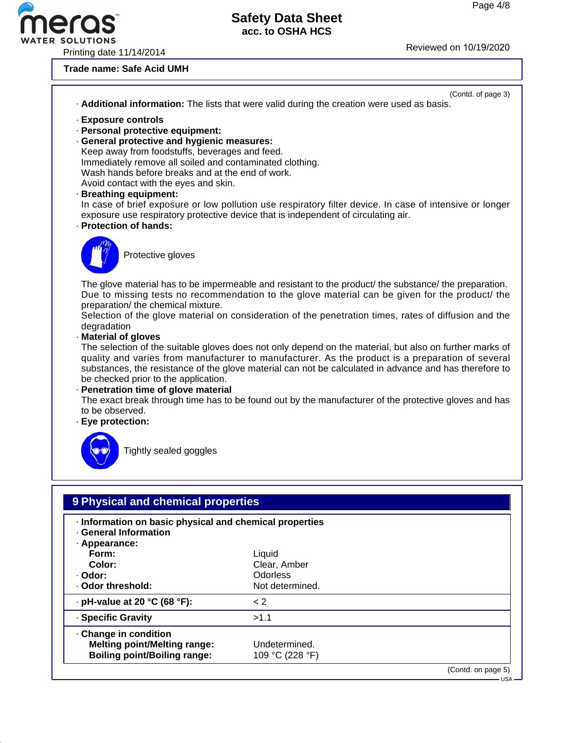Trade name: Safe Acid UMH

(Contd. of page 3)

· **Additional information:** The lists that were valid during the creation were used as basis.

· **Exposure controls**
· **Personal protective equipment:**
· **General protective and hygienic measures:**
Keep away from foodstuffs, beverages and feed.
Immediately remove all soiled and contaminated clothing.
Wash hands before breaks and at the end of work.
Avoid contact with the eyes and skin.
· **Breathing equipment:**
In case of brief exposure or low pollution use respiratory filter device. In case of intensive or longer exposure use respiratory protective device that is independent of circulating air.
· **Protection of hands:**

Protective gloves

The glove material has to be impermeable and resistant to the product/ the substance/ the preparation.
Due to missing tests no recommendation to the glove material can be given for the product/ the preparation/ the chemical mixture.
Selection of the glove material on consideration of the penetration times, rates of diffusion and the degradation
· **Material of gloves**
The selection of the suitable gloves does not only depend on the material, but also on further marks of quality and varies from manufacturer to manufacturer. As the product is a preparation of several substances, the resistance of the glove material can not be calculated in advance and has therefore to be checked prior to the application.
· **Penetration time of glove material**
The exact break through time has to be found out by the manufacturer of the protective gloves and has to be observed.
· **Eye protection:**

Tightly sealed goggles

## 9 Physical and chemical properties

· **Information on basic physical and chemical properties**
· **General Information**
· **Appearance:**

| | |
|---|---|
| **Form:** | Liquid |
| **Color:** | Clear, Amber |
| · **Odor:** | Odorless |
| · **Odor threshold:** | Not determined. |
| · **pH-value at 20 °C (68 °F):** | < 2 |
| · **Specific Gravity** | >1.1 |
| · **Change in condition** | |
| **Melting point/Melting range:** | Undetermined. |
| **Boiling point/Boiling range:** | 109 °C (228 °F) |

(Contd. on page 5)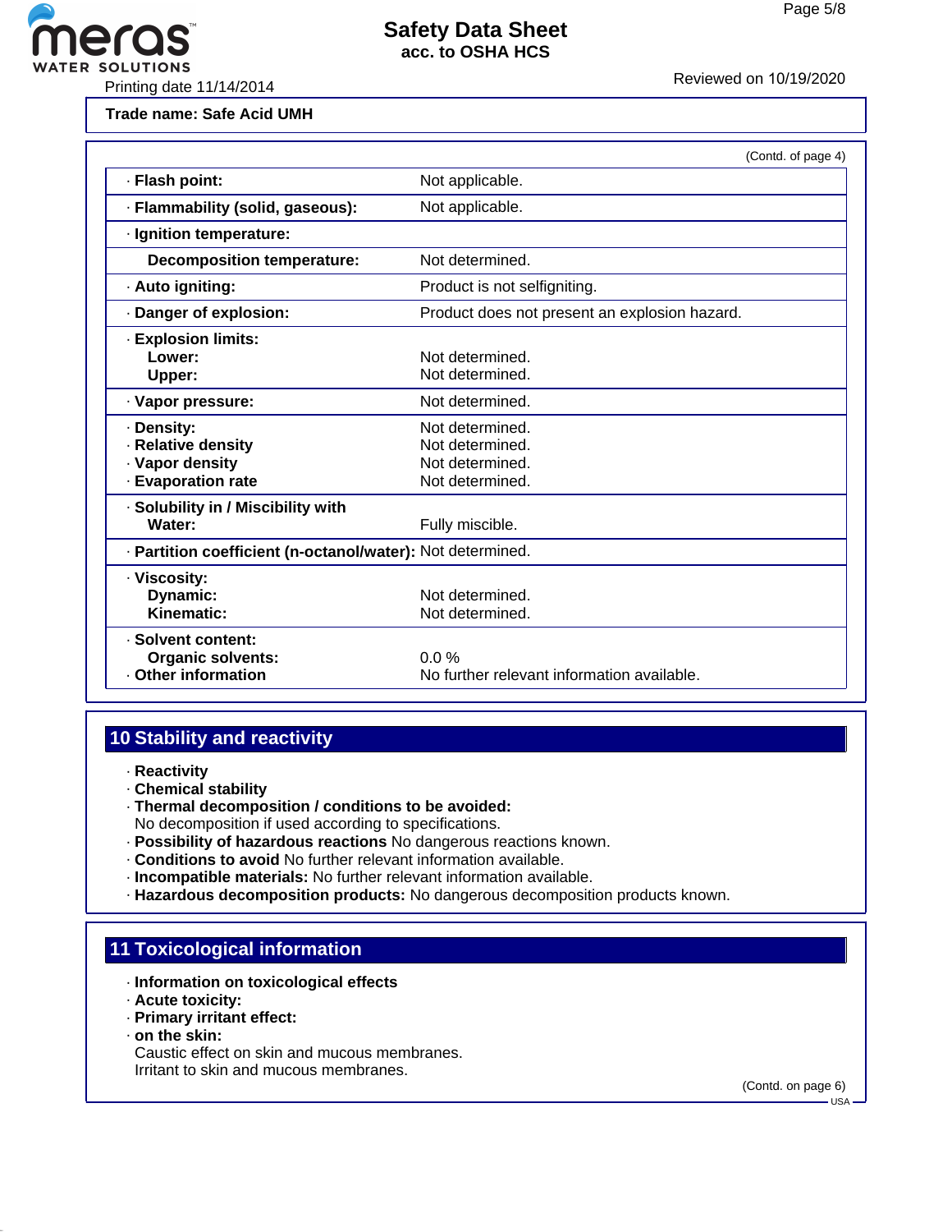Trade name: Safe Acid UMH

(Contd. of page 4)

| Property | Value |
|---|---|
| · Flash point: | Not applicable. |
| · Flammability (solid, gaseous): | Not applicable. |
| · Ignition temperature: | |
| Decomposition temperature: | Not determined. |
| · Auto igniting: | Product is not selfigniting. |
| · Danger of explosion: | Product does not present an explosion hazard. |
| · Explosion limits: | |
| Lower: | Not determined. |
| Upper: | Not determined. |
| · Vapor pressure: | Not determined. |
| · Density: | Not determined. |
| · Relative density | Not determined. |
| · Vapor density | Not determined. |
| · Evaporation rate | Not determined. |
| · Solubility in / Miscibility with | |
| Water: | Fully miscible. |
| · Partition coefficient (n-octanol/water): | Not determined. |
| · Viscosity: | |
| Dynamic: | Not determined. |
| Kinematic: | Not determined. |
| · Solvent content: | |
| Organic solvents: | 0.0 % |
| · Other information | No further relevant information available. |

## 10 Stability and reactivity

- · **Reactivity**
- · **Chemical stability**
- · **Thermal decomposition / conditions to be avoided:**
  No decomposition if used according to specifications.
- · **Possibility of hazardous reactions** No dangerous reactions known.
- · **Conditions to avoid** No further relevant information available.
- · **Incompatible materials:** No further relevant information available.
- · **Hazardous decomposition products:** No dangerous decomposition products known.

## 11 Toxicological information

- · **Information on toxicological effects**
- · **Acute toxicity:**
- · **Primary irritant effect:**
- · **on the skin:**
  Caustic effect on skin and mucous membranes.
  Irritant to skin and mucous membranes.

(Contd. on page 6)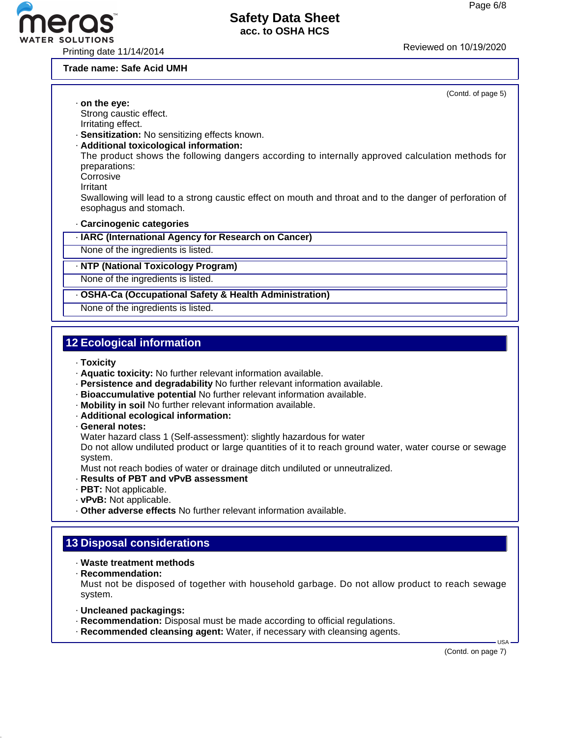Trade name: Safe Acid UMH

(Contd. of page 5)

· **on the eye:**
Strong caustic effect.
Irritating effect.
· **Sensitization:** No sensitizing effects known.
· **Additional toxicological information:**
The product shows the following dangers according to internally approved calculation methods for preparations:
Corrosive
Irritant
Swallowing will lead to a strong caustic effect on mouth and throat and to the danger of perforation of esophagus and stomach.

· **Carcinogenic categories**

· **IARC (International Agency for Research on Cancer)**
None of the ingredients is listed.

· **NTP (National Toxicology Program)**
None of the ingredients is listed.

· **OSHA-Ca (Occupational Safety & Health Administration)**
None of the ingredients is listed.

## 12 Ecological information

· **Toxicity**
· **Aquatic toxicity:** No further relevant information available.
· **Persistence and degradability** No further relevant information available.
· **Bioaccumulative potential** No further relevant information available.
· **Mobility in soil** No further relevant information available.
· **Additional ecological information:**
· **General notes:**
Water hazard class 1 (Self-assessment): slightly hazardous for water
Do not allow undiluted product or large quantities of it to reach ground water, water course or sewage system.
Must not reach bodies of water or drainage ditch undiluted or unneutralized.
· **Results of PBT and vPvB assessment**
· **PBT:** Not applicable.
· **vPvB:** Not applicable.
· **Other adverse effects** No further relevant information available.

## 13 Disposal considerations

· **Waste treatment methods**
· **Recommendation:**
Must not be disposed of together with household garbage. Do not allow product to reach sewage system.

· **Uncleaned packagings:**
· **Recommendation:** Disposal must be made according to official regulations.
· **Recommended cleansing agent:** Water, if necessary with cleansing agents.

(Contd. on page 7)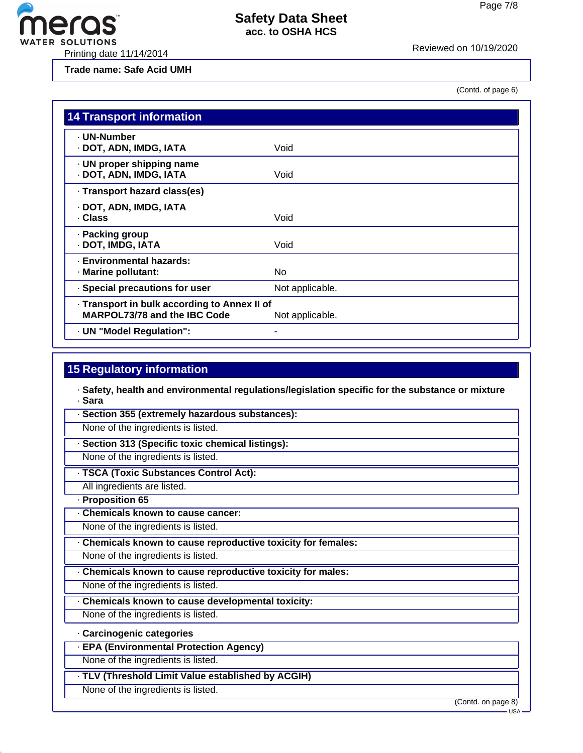Trade name: Safe Acid UMH

(Contd. of page 6)

## 14 Transport information

| | |
|---|---|
| · **UN-Number**<br>· **DOT, ADN, IMDG, IATA** | Void |
| · **UN proper shipping name**<br>· **DOT, ADN, IMDG, IATA** | Void |
| · **Transport hazard class(es)**<br>· **DOT, ADN, IMDG, IATA**<br>· **Class** | Void |
| · **Packing group**<br>· **DOT, IMDG, IATA** | Void |
| · **Environmental hazards:**<br>· **Marine pollutant:** | No |
| · **Special precautions for user** | Not applicable. |
| · **Transport in bulk according to Annex II of MARPOL73/78 and the IBC Code** | Not applicable. |
| · **UN "Model Regulation":** | - |

## 15 Regulatory information

· **Safety, health and environmental regulations/legislation specific for the substance or mixture**
· **Sara**

· **Section 355 (extremely hazardous substances):**
None of the ingredients is listed.

· **Section 313 (Specific toxic chemical listings):**
None of the ingredients is listed.

· **TSCA (Toxic Substances Control Act):**
All ingredients are listed.

· **Proposition 65**

· **Chemicals known to cause cancer:**
None of the ingredients is listed.

· **Chemicals known to cause reproductive toxicity for females:**
None of the ingredients is listed.

· **Chemicals known to cause reproductive toxicity for males:**
None of the ingredients is listed.

· **Chemicals known to cause developmental toxicity:**
None of the ingredients is listed.

· **Carcinogenic categories**

· **EPA (Environmental Protection Agency)**
None of the ingredients is listed.

· **TLV (Threshold Limit Value established by ACGIH)**
None of the ingredients is listed.

(Contd. on page 8)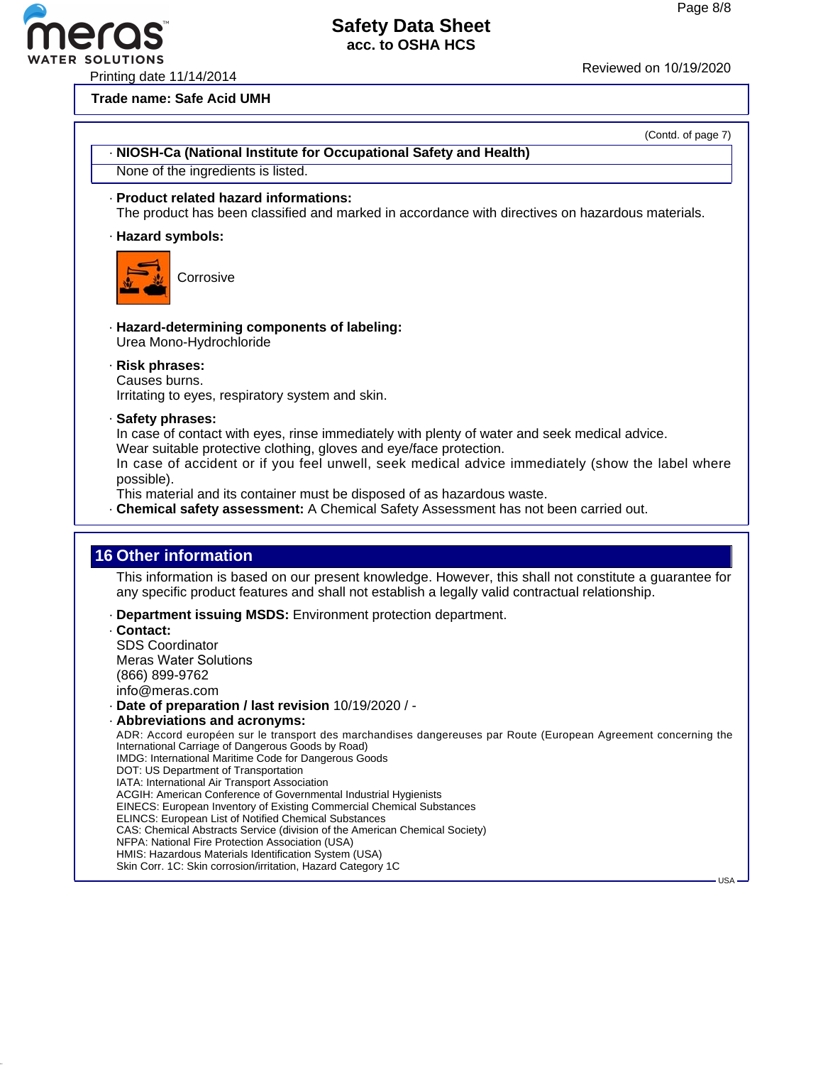(Contd. of page 7)

· **NIOSH-Ca (National Institute for Occupational Safety and Health)**

None of the ingredients is listed.

· **Product related hazard informations:**

The product has been classified and marked in accordance with directives on hazardous materials.

· **Hazard symbols:**

Corrosive

· **Hazard-determining components of labeling:**

Urea Mono-Hydrochloride

· **Risk phrases:**

Causes burns.
Irritating to eyes, respiratory system and skin.

· **Safety phrases:**

In case of contact with eyes, rinse immediately with plenty of water and seek medical advice.
Wear suitable protective clothing, gloves and eye/face protection.
In case of accident or if you feel unwell, seek medical advice immediately (show the label where possible).
This material and its container must be disposed of as hazardous waste.

· **Chemical safety assessment:** A Chemical Safety Assessment has not been carried out.

## 16 Other information

This information is based on our present knowledge. However, this shall not constitute a guarantee for any specific product features and shall not establish a legally valid contractual relationship.

· **Department issuing MSDS:** Environment protection department.

· **Contact:**

SDS Coordinator
Meras Water Solutions
(866) 899-9762
info@meras.com

· **Date of preparation / last revision** 10/19/2020 / -

· **Abbreviations and acronyms:**

ADR: Accord européen sur le transport des marchandises dangereuses par Route (European Agreement concerning the International Carriage of Dangerous Goods by Road)
IMDG: International Maritime Code for Dangerous Goods
DOT: US Department of Transportation
IATA: International Air Transport Association
ACGIH: American Conference of Governmental Industrial Hygienists
EINECS: European Inventory of Existing Commercial Chemical Substances
ELINCS: European List of Notified Chemical Substances
CAS: Chemical Abstracts Service (division of the American Chemical Society)
NFPA: National Fire Protection Association (USA)
HMIS: Hazardous Materials Identification System (USA)
Skin Corr. 1C: Skin corrosion/irritation, Hazard Category 1C